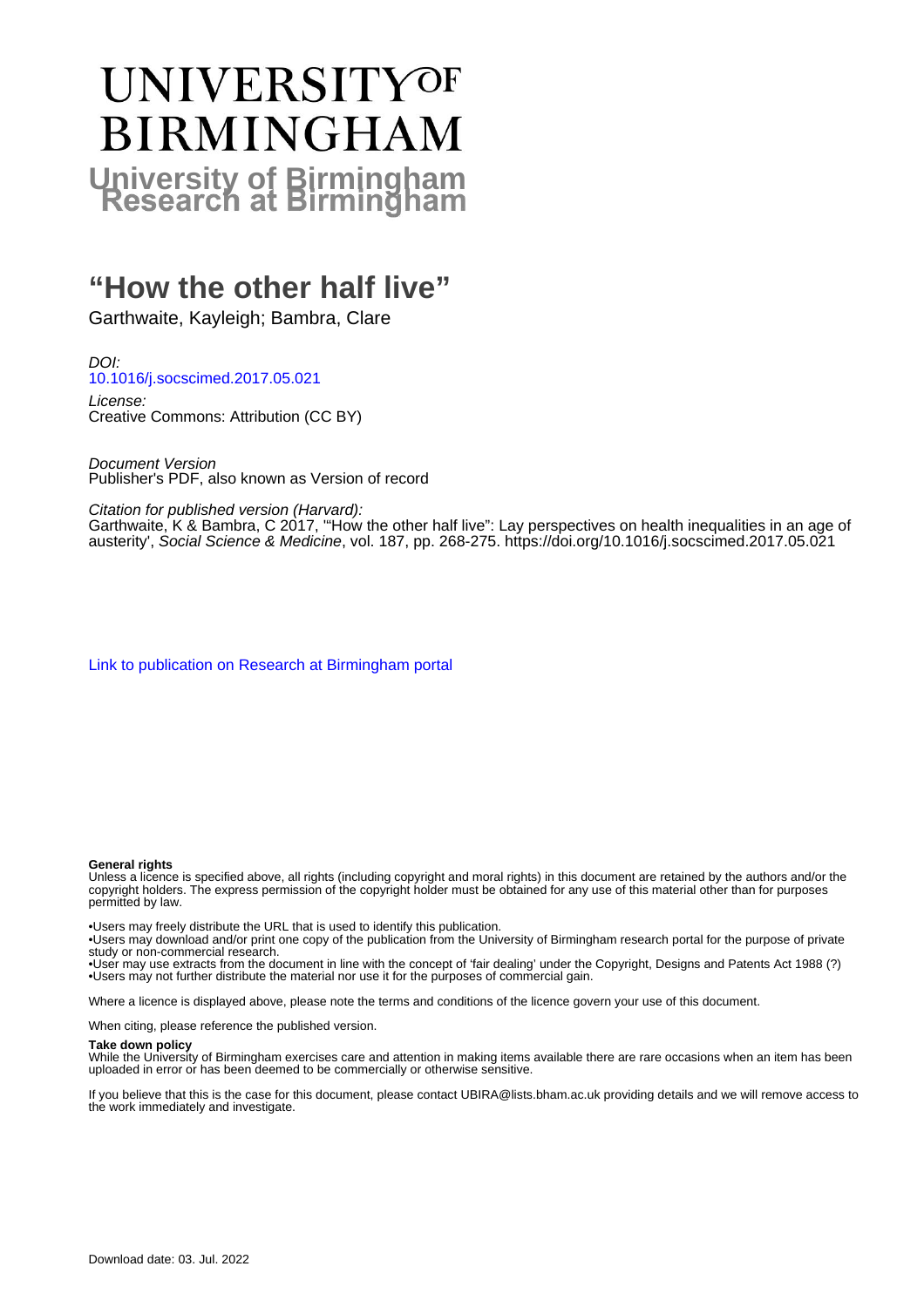# UNIVERSITY OF BIRMINGHAM

**University of Birmingham Research at Birmingham**

# "How the other half live"

Garthwaite, Kayleigh; Bambra, Clare

*DOI:*
10.1016/j.socscimed.2017.05.021

*License:*
Creative Commons: Attribution (CC BY)

*Document Version*
Publisher's PDF, also known as Version of record

*Citation for published version (Harvard):*
Garthwaite, K & Bambra, C 2017, '"How the other half live": Lay perspectives on health inequalities in an age of austerity', *Social Science & Medicine*, vol. 187, pp. 268-275. https://doi.org/10.1016/j.socscimed.2017.05.021

Link to publication on Research at Birmingham portal

**General rights**
Unless a licence is specified above, all rights (including copyright and moral rights) in this document are retained by the authors and/or the copyright holders. The express permission of the copyright holder must be obtained for any use of this material other than for purposes permitted by law.

•Users may freely distribute the URL that is used to identify this publication.
•Users may download and/or print one copy of the publication from the University of Birmingham research portal for the purpose of private study or non-commercial research.
•User may use extracts from the document in line with the concept of 'fair dealing' under the Copyright, Designs and Patents Act 1988 (?)
•Users may not further distribute the material nor use it for the purposes of commercial gain.

Where a licence is displayed above, please note the terms and conditions of the licence govern your use of this document.

When citing, please reference the published version.

**Take down policy**
While the University of Birmingham exercises care and attention in making items available there are rare occasions when an item has been uploaded in error or has been deemed to be commercially or otherwise sensitive.

If you believe that this is the case for this document, please contact UBIRA@lists.bham.ac.uk providing details and we will remove access to the work immediately and investigate.

Download date: 03. Jul. 2022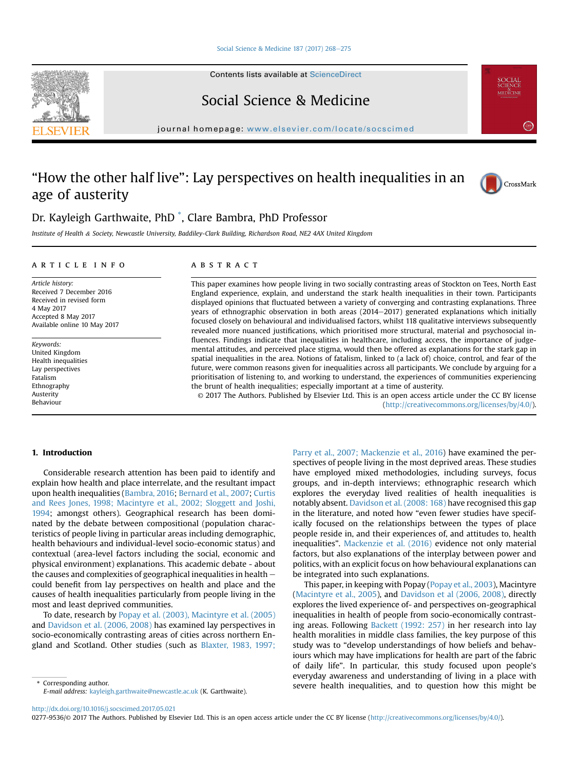# “How the other half live”: Lay perspectives on health inequalities in an age of austerity

Dr. Kayleigh Garthwaite, PhD *, Clare Bambra, PhD Professor

*Institute of Health & Society, Newcastle University, Baddiley-Clark Building, Richardson Road, NE2 4AX United Kingdom*

## ARTICLE INFO

*Article history:*
Received 7 December 2016
Received in revised form
4 May 2017
Accepted 8 May 2017
Available online 10 May 2017

*Keywords:*
United Kingdom
Health inequalities
Lay perspectives
Fatalism
Ethnography
Austerity
Behaviour

## ABSTRACT

This paper examines how people living in two socially contrasting areas of Stockton on Tees, North East England experience, explain, and understand the stark health inequalities in their town. Participants displayed opinions that fluctuated between a variety of converging and contrasting explanations. Three years of ethnographic observation in both areas (2014–2017) generated explanations which initially focused closely on behavioural and individualised factors, whilst 118 qualitative interviews subsequently revealed more nuanced justifications, which prioritised more structural, material and psychosocial influences. Findings indicate that inequalities in healthcare, including access, the importance of judgemental attitudes, and perceived place stigma, would then be offered as explanations for the stark gap in spatial inequalities in the area. Notions of fatalism, linked to (a lack of) choice, control, and fear of the future, were common reasons given for inequalities across all participants. We conclude by arguing for a prioritisation of listening to, and working to understand, the experiences of communities experiencing the brunt of health inequalities; especially important at a time of austerity.

© 2017 The Authors. Published by Elsevier Ltd. This is an open access article under the CC BY license (http://creativecommons.org/licenses/by/4.0/).

## 1. Introduction

Considerable research attention has been paid to identify and explain how health and place interrelate, and the resultant impact upon health inequalities (Bambra, 2016; Bernard et al., 2007; Curtis and Rees Jones, 1998; Macintyre et al., 2002; Sloggett and Joshi, 1994; amongst others). Geographical research has been dominated by the debate between compositional (population characteristics of people living in particular areas including demographic, health behaviours and individual-level socio-economic status) and contextual (area-level factors including the social, economic and physical environment) explanations. This academic debate - about the causes and complexities of geographical inequalities in health – could benefit from lay perspectives on health and place and the causes of health inequalities particularly from people living in the most and least deprived communities.

To date, research by Popay et al. (2003), Macintyre et al. (2005) and Davidson et al. (2006, 2008) has examined lay perspectives in socio-economically contrasting areas of cities across northern England and Scotland. Other studies (such as Blaxter, 1983, 1997; Parry et al., 2007; Mackenzie et al., 2016) have examined the perspectives of people living in the most deprived areas. These studies have employed mixed methodologies, including surveys, focus groups, and in-depth interviews; ethnographic research which explores the everyday lived realities of health inequalities is notably absent. Davidson et al. (2008: 168) have recognised this gap in the literature, and noted how “even fewer studies have specifically focused on the relationships between the types of place people reside in, and their experiences of, and attitudes to, health inequalities”. Mackenzie et al. (2016) evidence not only material factors, but also explanations of the interplay between power and politics, with an explicit focus on how behavioural explanations can be integrated into such explanations.

This paper, in keeping with Popay (Popay et al., 2003), Macintyre (Macintyre et al., 2005), and Davidson et al (2006, 2008), directly explores the lived experience of- and perspectives on-geographical inequalities in health of people from socio-economically contrasting areas. Following Backett (1992: 257) in her research into lay health moralities in middle class families, the key purpose of this study was to “develop understandings of how beliefs and behaviours which may have implications for health are part of the fabric of daily life”. In particular, this study focused upon people's everyday awareness and understanding of living in a place with severe health inequalities, and to question how this might be

* Corresponding author.
*E-mail address:* kayleigh.garthwaite@newcastle.ac.uk (K. Garthwaite).

http://dx.doi.org/10.1016/j.socscimed.2017.05.021
0277-9536/© 2017 The Authors. Published by Elsevier Ltd. This is an open access article under the CC BY license (http://creativecommons.org/licenses/by/4.0/).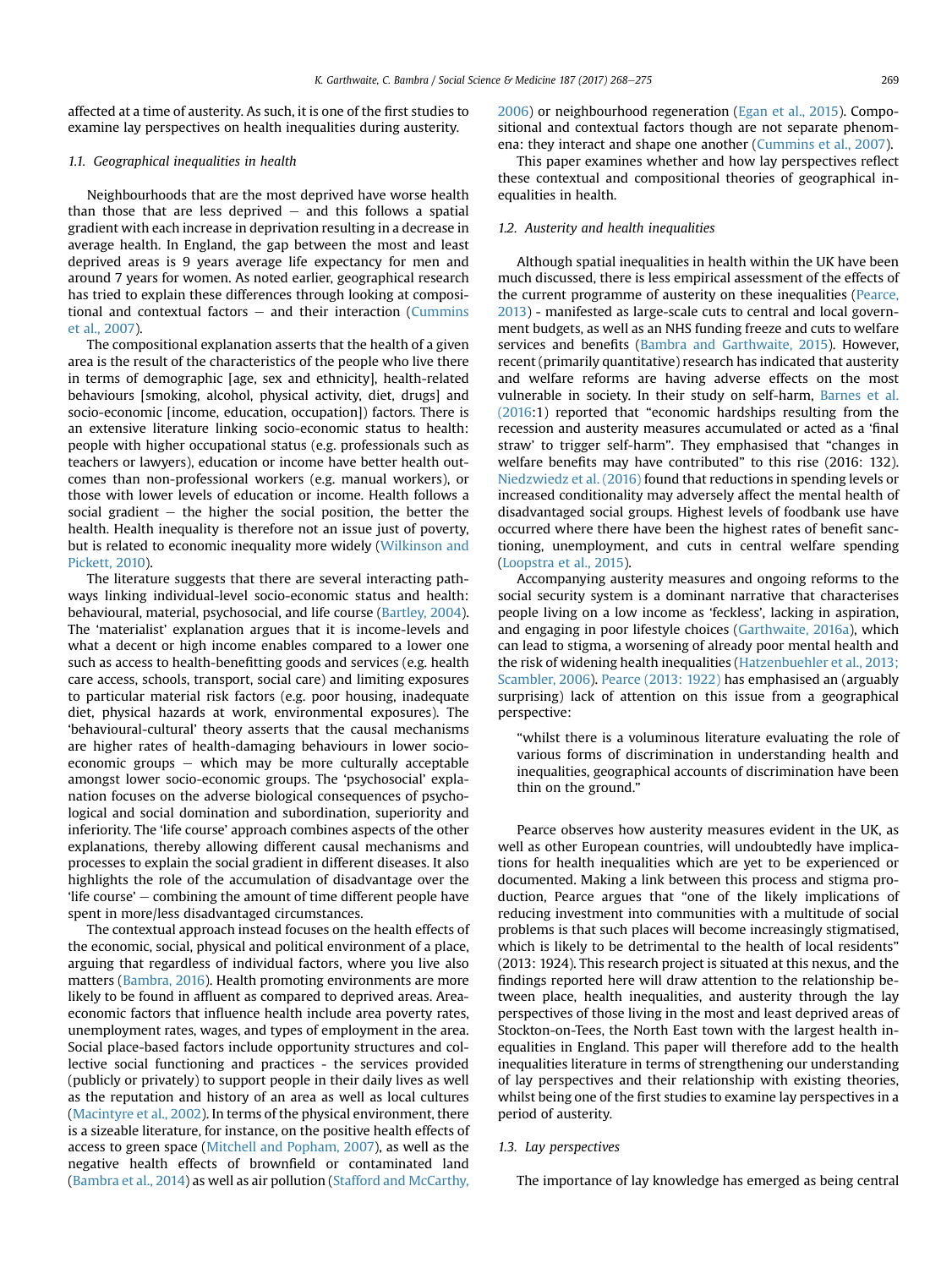affected at a time of austerity. As such, it is one of the first studies to examine lay perspectives on health inequalities during austerity.

### 1.1. Geographical inequalities in health

Neighbourhoods that are the most deprived have worse health than those that are less deprived – and this follows a spatial gradient with each increase in deprivation resulting in a decrease in average health. In England, the gap between the most and least deprived areas is 9 years average life expectancy for men and around 7 years for women. As noted earlier, geographical research has tried to explain these differences through looking at compositional and contextual factors – and their interaction (Cummins et al., 2007).

The compositional explanation asserts that the health of a given area is the result of the characteristics of the people who live there in terms of demographic [age, sex and ethnicity], health-related behaviours [smoking, alcohol, physical activity, diet, drugs] and socio-economic [income, education, occupation]) factors. There is an extensive literature linking socio-economic status to health: people with higher occupational status (e.g. professionals such as teachers or lawyers), education or income have better health outcomes than non-professional workers (e.g. manual workers), or those with lower levels of education or income. Health follows a social gradient – the higher the social position, the better the health. Health inequality is therefore not an issue just of poverty, but is related to economic inequality more widely (Wilkinson and Pickett, 2010).

The literature suggests that there are several interacting pathways linking individual-level socio-economic status and health: behavioural, material, psychosocial, and life course (Bartley, 2004). The 'materialist' explanation argues that it is income-levels and what a decent or high income enables compared to a lower one such as access to health-benefitting goods and services (e.g. health care access, schools, transport, social care) and limiting exposures to particular material risk factors (e.g. poor housing, inadequate diet, physical hazards at work, environmental exposures). The 'behavioural-cultural' theory asserts that the causal mechanisms are higher rates of health-damaging behaviours in lower socio-economic groups – which may be more culturally acceptable amongst lower socio-economic groups. The 'psychosocial' explanation focuses on the adverse biological consequences of psychological and social domination and subordination, superiority and inferiority. The 'life course' approach combines aspects of the other explanations, thereby allowing different causal mechanisms and processes to explain the social gradient in different diseases. It also highlights the role of the accumulation of disadvantage over the 'life course' – combining the amount of time different people have spent in more/less disadvantaged circumstances.

The contextual approach instead focuses on the health effects of the economic, social, physical and political environment of a place, arguing that regardless of individual factors, where you live also matters (Bambra, 2016). Health promoting environments are more likely to be found in affluent as compared to deprived areas. Area-economic factors that influence health include area poverty rates, unemployment rates, wages, and types of employment in the area. Social place-based factors include opportunity structures and collective social functioning and practices - the services provided (publicly or privately) to support people in their daily lives as well as the reputation and history of an area as well as local cultures (Macintyre et al., 2002). In terms of the physical environment, there is a sizeable literature, for instance, on the positive health effects of access to green space (Mitchell and Popham, 2007), as well as the negative health effects of brownfield or contaminated land (Bambra et al., 2014) as well as air pollution (Stafford and McCarthy, 2006) or neighbourhood regeneration (Egan et al., 2015). Compositional and contextual factors though are not separate phenomena: they interact and shape one another (Cummins et al., 2007).

This paper examines whether and how lay perspectives reflect these contextual and compositional theories of geographical inequalities in health.

### 1.2. Austerity and health inequalities

Although spatial inequalities in health within the UK have been much discussed, there is less empirical assessment of the effects of the current programme of austerity on these inequalities (Pearce, 2013) - manifested as large-scale cuts to central and local government budgets, as well as an NHS funding freeze and cuts to welfare services and benefits (Bambra and Garthwaite, 2015). However, recent (primarily quantitative) research has indicated that austerity and welfare reforms are having adverse effects on the most vulnerable in society. In their study on self-harm, Barnes et al. (2016:1) reported that "economic hardships resulting from the recession and austerity measures accumulated or acted as a 'final straw' to trigger self-harm". They emphasised that "changes in welfare benefits may have contributed" to this rise (2016: 132). Niedzwiedz et al. (2016) found that reductions in spending levels or increased conditionality may adversely affect the mental health of disadvantaged social groups. Highest levels of foodbank use have occurred where there have been the highest rates of benefit sanctioning, unemployment, and cuts in central welfare spending (Loopstra et al., 2015).

Accompanying austerity measures and ongoing reforms to the social security system is a dominant narrative that characterises people living on a low income as 'feckless', lacking in aspiration, and engaging in poor lifestyle choices (Garthwaite, 2016a), which can lead to stigma, a worsening of already poor mental health and the risk of widening health inequalities (Hatzenbuehler et al., 2013; Scambler, 2006). Pearce (2013: 1922) has emphasised an (arguably surprising) lack of attention on this issue from a geographical perspective:

> "whilst there is a voluminous literature evaluating the role of various forms of discrimination in understanding health and inequalities, geographical accounts of discrimination have been thin on the ground."

Pearce observes how austerity measures evident in the UK, as well as other European countries, will undoubtedly have implications for health inequalities which are yet to be experienced or documented. Making a link between this process and stigma production, Pearce argues that "one of the likely implications of reducing investment into communities with a multitude of social problems is that such places will become increasingly stigmatised, which is likely to be detrimental to the health of local residents" (2013: 1924). This research project is situated at this nexus, and the findings reported here will draw attention to the relationship between place, health inequalities, and austerity through the lay perspectives of those living in the most and least deprived areas of Stockton-on-Tees, the North East town with the largest health inequalities in England. This paper will therefore add to the health inequalities literature in terms of strengthening our understanding of lay perspectives and their relationship with existing theories, whilst being one of the first studies to examine lay perspectives in a period of austerity.

### 1.3. Lay perspectives

The importance of lay knowledge has emerged as being central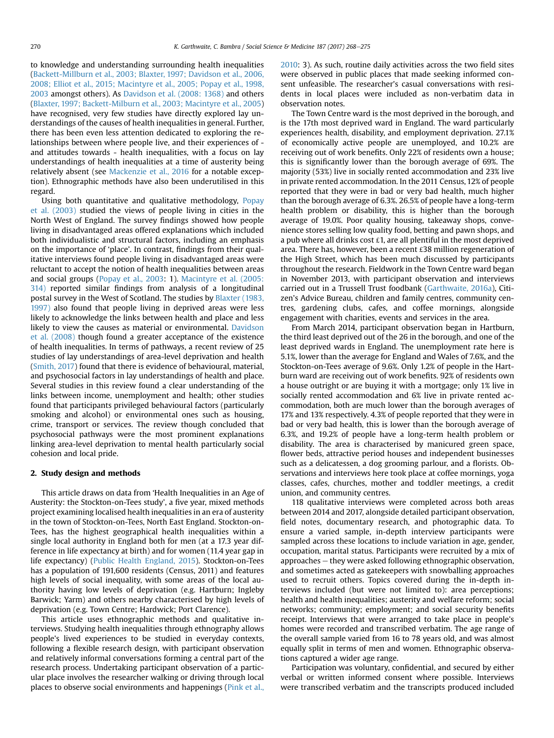to knowledge and understanding surrounding health inequalities (Backett-Millburn et al., 2003; Blaxter, 1997; Davidson et al., 2006, 2008; Elliot et al., 2015; Macintyre et al., 2005; Popay et al., 1998, 2003 amongst others). As Davidson et al. (2008: 1368) and others (Blaxter, 1997; Backett-Milburn et al., 2003; Macintyre et al., 2005) have recognised, very few studies have directly explored lay understandings of the causes of health inequalities in general. Further, there has been even less attention dedicated to exploring the relationships between where people live, and their experiences of - and attitudes towards - health inequalities, with a focus on lay understandings of health inequalities at a time of austerity being relatively absent (see Mackenzie et al., 2016 for a notable exception). Ethnographic methods have also been underutilised in this regard.

Using both quantitative and qualitative methodology, Popay et al. (2003) studied the views of people living in cities in the North West of England. The survey findings showed how people living in disadvantaged areas offered explanations which included both individualistic and structural factors, including an emphasis on the importance of 'place'. In contrast, findings from their qualitative interviews found people living in disadvantaged areas were reluctant to accept the notion of health inequalities between areas and social groups (Popay et al., 2003: 1). Macintyre et al. (2005: 314) reported similar findings from analysis of a longitudinal postal survey in the West of Scotland. The studies by Blaxter (1983, 1997) also found that people living in deprived areas were less likely to acknowledge the links between health and place and less likely to view the causes as material or environmental. Davidson et al. (2008) though found a greater acceptance of the existence of health inequalities. In terms of pathways, a recent review of 25 studies of lay understandings of area-level deprivation and health (Smith, 2017) found that there is evidence of behavioural, material, and psychosocial factors in lay understandings of health and place. Several studies in this review found a clear understanding of the links between income, unemployment and health; other studies found that participants privileged behavioural factors (particularly smoking and alcohol) or environmental ones such as housing, crime, transport or services. The review though concluded that psychosocial pathways were the most prominent explanations linking area-level deprivation to mental health particularly social cohesion and local pride.

## 2. Study design and methods

This article draws on data from 'Health Inequalities in an Age of Austerity: the Stockton-on-Tees study', a five year, mixed methods project examining localised health inequalities in an era of austerity in the town of Stockton-on-Tees, North East England. Stockton-on-Tees, has the highest geographical health inequalities within a single local authority in England both for men (at a 17.3 year difference in life expectancy at birth) and for women (11.4 year gap in life expectancy) (Public Health England, 2015). Stockton-on-Tees has a population of 191,600 residents (Census, 2011) and features high levels of social inequality, with some areas of the local authority having low levels of deprivation (e.g. Hartburn; Ingleby Barwick; Yarm) and others nearby characterised by high levels of deprivation (e.g. Town Centre; Hardwick; Port Clarence).

This article uses ethnographic methods and qualitative interviews. Studying health inequalities through ethnography allows people's lived experiences to be studied in everyday contexts, following a flexible research design, with participant observation and relatively informal conversations forming a central part of the research process. Undertaking participant observation of a particular place involves the researcher walking or driving through local places to observe social environments and happenings (Pink et al., 2010: 3). As such, routine daily activities across the two field sites were observed in public places that made seeking informed consent unfeasible. The researcher's casual conversations with residents in local places were included as non-verbatim data in observation notes.

The Town Centre ward is the most deprived in the borough, and is the 17th most deprived ward in England. The ward particularly experiences health, disability, and employment deprivation. 27.1% of economically active people are unemployed, and 10.2% are receiving out of work benefits. Only 22% of residents own a house; this is significantly lower than the borough average of 69%. The majority (53%) live in socially rented accommodation and 23% live in private rented accommodation. In the 2011 Census, 12% of people reported that they were in bad or very bad health, much higher than the borough average of 6.3%. 26.5% of people have a long-term health problem or disability, this is higher than the borough average of 19.0%. Poor quality housing, takeaway shops, convenience stores selling low quality food, betting and pawn shops, and a pub where all drinks cost £1, are all plentiful in the most deprived area. There has, however, been a recent £38 million regeneration of the High Street, which has been much discussed by participants throughout the research. Fieldwork in the Town Centre ward began in November 2013, with participant observation and interviews carried out in a Trussell Trust foodbank (Garthwaite, 2016a), Citizen's Advice Bureau, children and family centres, community centres, gardening clubs, cafes, and coffee mornings, alongside engagement with charities, events and services in the area.

From March 2014, participant observation began in Hartburn, the third least deprived out of the 26 in the borough, and one of the least deprived wards in England. The unemployment rate here is 5.1%, lower than the average for England and Wales of 7.6%, and the Stockton-on-Tees average of 9.6%. Only 1.2% of people in the Hartburn ward are receiving out of work benefits. 92% of residents own a house outright or are buying it with a mortgage; only 1% live in socially rented accommodation and 6% live in private rented accommodation, both are much lower than the borough averages of 17% and 13% respectively. 4.3% of people reported that they were in bad or very bad health, this is lower than the borough average of 6.3%, and 19.2% of people have a long-term health problem or disability. The area is characterised by manicured green space, flower beds, attractive period houses and independent businesses such as a delicatessen, a dog grooming parlour, and a florists. Observations and interviews here took place at coffee mornings, yoga classes, cafes, churches, mother and toddler meetings, a credit union, and community centres.

118 qualitative interviews were completed across both areas between 2014 and 2017, alongside detailed participant observation, field notes, documentary research, and photographic data. To ensure a varied sample, in-depth interview participants were sampled across these locations to include variation in age, gender, occupation, marital status. Participants were recruited by a mix of approaches – they were asked following ethnographic observation, and sometimes acted as gatekeepers with snowballing approaches used to recruit others. Topics covered during the in-depth interviews included (but were not limited to): area perceptions; health and health inequalities; austerity and welfare reform; social networks; community; employment; and social security benefits receipt. Interviews that were arranged to take place in people's homes were recorded and transcribed verbatim. The age range of the overall sample varied from 16 to 78 years old, and was almost equally split in terms of men and women. Ethnographic observations captured a wider age range.

Participation was voluntary, confidential, and secured by either verbal or written informed consent where possible. Interviews were transcribed verbatim and the transcripts produced included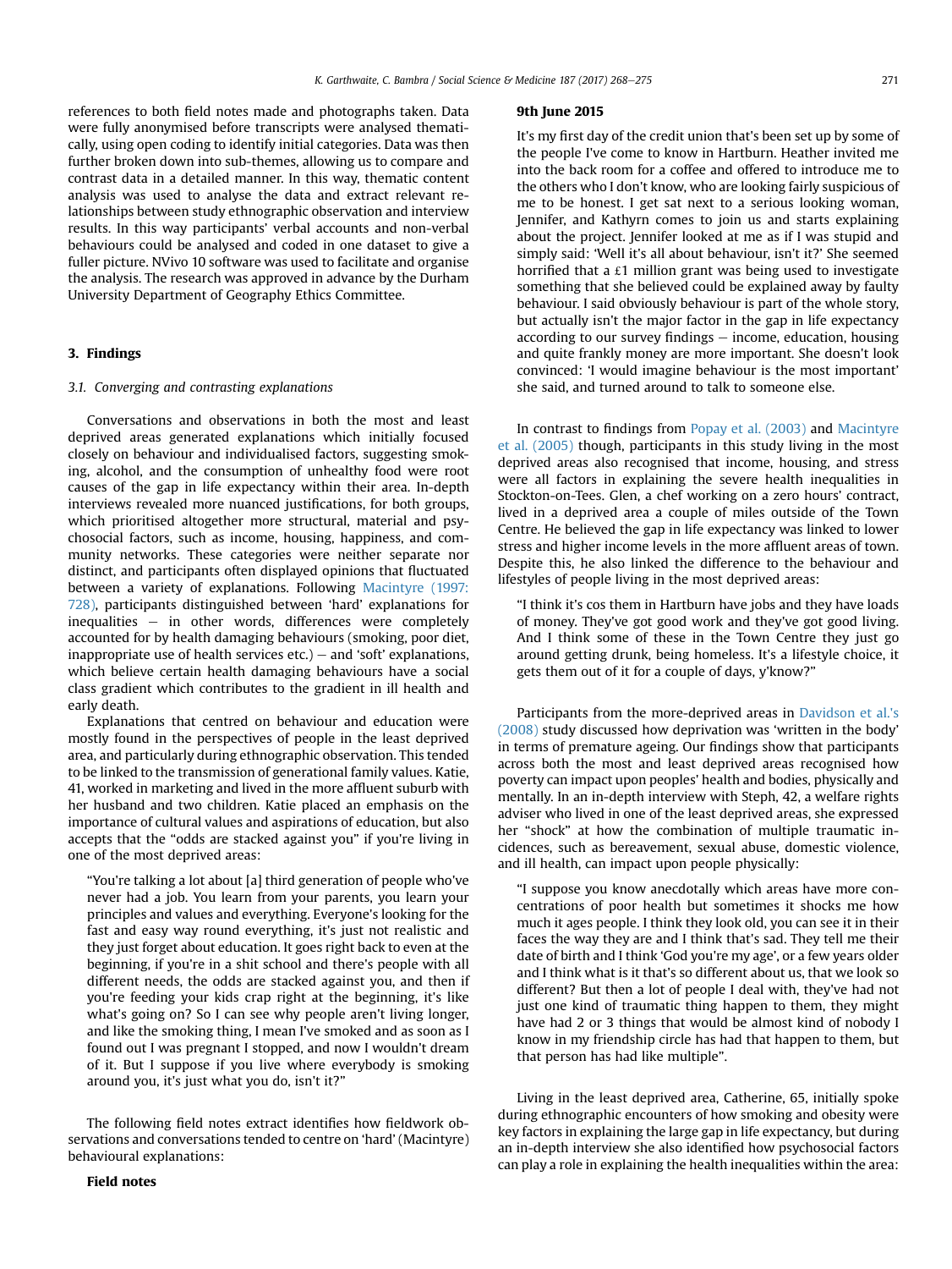references to both field notes made and photographs taken. Data were fully anonymised before transcripts were analysed thematically, using open coding to identify initial categories. Data was then further broken down into sub-themes, allowing us to compare and contrast data in a detailed manner. In this way, thematic content analysis was used to analyse the data and extract relevant relationships between study ethnographic observation and interview results. In this way participants' verbal accounts and non-verbal behaviours could be analysed and coded in one dataset to give a fuller picture. NVivo 10 software was used to facilitate and organise the analysis. The research was approved in advance by the Durham University Department of Geography Ethics Committee.

## 3. Findings

### 3.1. Converging and contrasting explanations

Conversations and observations in both the most and least deprived areas generated explanations which initially focused closely on behaviour and individualised factors, suggesting smoking, alcohol, and the consumption of unhealthy food were root causes of the gap in life expectancy within their area. In-depth interviews revealed more nuanced justifications, for both groups, which prioritised altogether more structural, material and psychosocial factors, such as income, housing, happiness, and community networks. These categories were neither separate nor distinct, and participants often displayed opinions that fluctuated between a variety of explanations. Following Macintyre (1997: 728), participants distinguished between 'hard' explanations for inequalities – in other words, differences were completely accounted for by health damaging behaviours (smoking, poor diet, inappropriate use of health services etc.) – and 'soft' explanations, which believe certain health damaging behaviours have a social class gradient which contributes to the gradient in ill health and early death.

Explanations that centred on behaviour and education were mostly found in the perspectives of people in the least deprived area, and particularly during ethnographic observation. This tended to be linked to the transmission of generational family values. Katie, 41, worked in marketing and lived in the more affluent suburb with her husband and two children. Katie placed an emphasis on the importance of cultural values and aspirations of education, but also accepts that the "odds are stacked against you" if you're living in one of the most deprived areas:

> "You're talking a lot about [a] third generation of people who've never had a job. You learn from your parents, you learn your principles and values and everything. Everyone's looking for the fast and easy way round everything, it's just not realistic and they just forget about education. It goes right back to even at the beginning, if you're in a shit school and there's people with all different needs, the odds are stacked against you, and then if you're feeding your kids crap right at the beginning, it's like what's going on? So I can see why people aren't living longer, and like the smoking thing, I mean I've smoked and as soon as I found out I was pregnant I stopped, and now I wouldn't dream of it. But I suppose if you live where everybody is smoking around you, it's just what you do, isn't it?"

The following field notes extract identifies how fieldwork observations and conversations tended to centre on 'hard' (Macintyre) behavioural explanations:

**Field notes**

**9th June 2015**

> It's my first day of the credit union that's been set up by some of the people I've come to know in Hartburn. Heather invited me into the back room for a coffee and offered to introduce me to the others who I don't know, who are looking fairly suspicious of me to be honest. I get sat next to a serious looking woman, Jennifer, and Kathyrn comes to join us and starts explaining about the project. Jennifer looked at me as if I was stupid and simply said: 'Well it's all about behaviour, isn't it?' She seemed horrified that a £1 million grant was being used to investigate something that she believed could be explained away by faulty behaviour. I said obviously behaviour is part of the whole story, but actually isn't the major factor in the gap in life expectancy according to our survey findings – income, education, housing and quite frankly money are more important. She doesn't look convinced: 'I would imagine behaviour is the most important' she said, and turned around to talk to someone else.

In contrast to findings from Popay et al. (2003) and Macintyre et al. (2005) though, participants in this study living in the most deprived areas also recognised that income, housing, and stress were all factors in explaining the severe health inequalities in Stockton-on-Tees. Glen, a chef working on a zero hours' contract, lived in a deprived area a couple of miles outside of the Town Centre. He believed the gap in life expectancy was linked to lower stress and higher income levels in the more affluent areas of town. Despite this, he also linked the difference to the behaviour and lifestyles of people living in the most deprived areas:

> "I think it's cos them in Hartburn have jobs and they have loads of money. They've got good work and they've got good living. And I think some of these in the Town Centre they just go around getting drunk, being homeless. It's a lifestyle choice, it gets them out of it for a couple of days, y'know?"

Participants from the more-deprived areas in Davidson et al.'s (2008) study discussed how deprivation was 'written in the body' in terms of premature ageing. Our findings show that participants across both the most and least deprived areas recognised how poverty can impact upon peoples' health and bodies, physically and mentally. In an in-depth interview with Steph, 42, a welfare rights adviser who lived in one of the least deprived areas, she expressed her "shock" at how the combination of multiple traumatic incidences, such as bereavement, sexual abuse, domestic violence, and ill health, can impact upon people physically:

> "I suppose you know anecdotally which areas have more concentrations of poor health but sometimes it shocks me how much it ages people. I think they look old, you can see it in their faces the way they are and I think that's sad. They tell me their date of birth and I think 'God you're my age', or a few years older and I think what is it that's so different about us, that we look so different? But then a lot of people I deal with, they've had not just one kind of traumatic thing happen to them, they might have had 2 or 3 things that would be almost kind of nobody I know in my friendship circle has had that happen to them, but that person has had like multiple".

Living in the least deprived area, Catherine, 65, initially spoke during ethnographic encounters of how smoking and obesity were key factors in explaining the large gap in life expectancy, but during an in-depth interview she also identified how psychosocial factors can play a role in explaining the health inequalities within the area: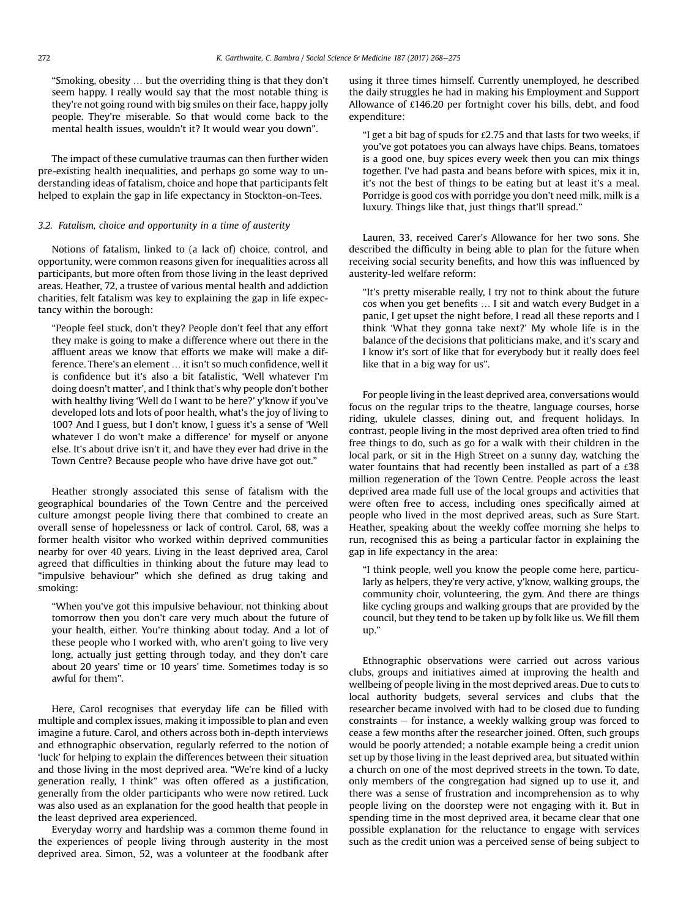"Smoking, obesity … but the overriding thing is that they don't seem happy. I really would say that the most notable thing is they're not going round with big smiles on their face, happy jolly people. They're miserable. So that would come back to the mental health issues, wouldn't it? It would wear you down".

The impact of these cumulative traumas can then further widen pre-existing health inequalities, and perhaps go some way to understanding ideas of fatalism, choice and hope that participants felt helped to explain the gap in life expectancy in Stockton-on-Tees.

### 3.2. Fatalism, choice and opportunity in a time of austerity

Notions of fatalism, linked to (a lack of) choice, control, and opportunity, were common reasons given for inequalities across all participants, but more often from those living in the least deprived areas. Heather, 72, a trustee of various mental health and addiction charities, felt fatalism was key to explaining the gap in life expectancy within the borough:

> "People feel stuck, don't they? People don't feel that any effort they make is going to make a difference where out there in the affluent areas we know that efforts we make will make a difference. There's an element … it isn't so much confidence, well it is confidence but it's also a bit fatalistic, 'Well whatever I'm doing doesn't matter', and I think that's why people don't bother with healthy living 'Well do I want to be here?' y'know if you've developed lots and lots of poor health, what's the joy of living to 100? And I guess, but I don't know, I guess it's a sense of 'Well whatever I do won't make a difference' for myself or anyone else. It's about drive isn't it, and have they ever had drive in the Town Centre? Because people who have drive have got out."

Heather strongly associated this sense of fatalism with the geographical boundaries of the Town Centre and the perceived culture amongst people living there that combined to create an overall sense of hopelessness or lack of control. Carol, 68, was a former health visitor who worked within deprived communities nearby for over 40 years. Living in the least deprived area, Carol agreed that difficulties in thinking about the future may lead to "impulsive behaviour" which she defined as drug taking and smoking:

> "When you've got this impulsive behaviour, not thinking about tomorrow then you don't care very much about the future of your health, either. You're thinking about today. And a lot of these people who I worked with, who aren't going to live very long, actually just getting through today, and they don't care about 20 years' time or 10 years' time. Sometimes today is so awful for them".

Here, Carol recognises that everyday life can be filled with multiple and complex issues, making it impossible to plan and even imagine a future. Carol, and others across both in-depth interviews and ethnographic observation, regularly referred to the notion of 'luck' for helping to explain the differences between their situation and those living in the most deprived area. "We're kind of a lucky generation really, I think" was often offered as a justification, generally from the older participants who were now retired. Luck was also used as an explanation for the good health that people in the least deprived area experienced.

Everyday worry and hardship was a common theme found in the experiences of people living through austerity in the most deprived area. Simon, 52, was a volunteer at the foodbank after using it three times himself. Currently unemployed, he described the daily struggles he had in making his Employment and Support Allowance of £146.20 per fortnight cover his bills, debt, and food expenditure:

> "I get a bit bag of spuds for £2.75 and that lasts for two weeks, if you've got potatoes you can always have chips. Beans, tomatoes is a good one, buy spices every week then you can mix things together. I've had pasta and beans before with spices, mix it in, it's not the best of things to be eating but at least it's a meal. Porridge is good cos with porridge you don't need milk, milk is a luxury. Things like that, just things that'll spread."

Lauren, 33, received Carer's Allowance for her two sons. She described the difficulty in being able to plan for the future when receiving social security benefits, and how this was influenced by austerity-led welfare reform:

> "It's pretty miserable really, I try not to think about the future cos when you get benefits … I sit and watch every Budget in a panic, I get upset the night before, I read all these reports and I think 'What they gonna take next?' My whole life is in the balance of the decisions that politicians make, and it's scary and I know it's sort of like that for everybody but it really does feel like that in a big way for us".

For people living in the least deprived area, conversations would focus on the regular trips to the theatre, language courses, horse riding, ukulele classes, dining out, and frequent holidays. In contrast, people living in the most deprived area often tried to find free things to do, such as go for a walk with their children in the local park, or sit in the High Street on a sunny day, watching the water fountains that had recently been installed as part of a £38 million regeneration of the Town Centre. People across the least deprived area made full use of the local groups and activities that were often free to access, including ones specifically aimed at people who lived in the most deprived areas, such as Sure Start. Heather, speaking about the weekly coffee morning she helps to run, recognised this as being a particular factor in explaining the gap in life expectancy in the area:

> "I think people, well you know the people come here, particularly as helpers, they're very active, y'know, walking groups, the community choir, volunteering, the gym. And there are things like cycling groups and walking groups that are provided by the council, but they tend to be taken up by folk like us. We fill them up."

Ethnographic observations were carried out across various clubs, groups and initiatives aimed at improving the health and wellbeing of people living in the most deprived areas. Due to cuts to local authority budgets, several services and clubs that the researcher became involved with had to be closed due to funding constraints – for instance, a weekly walking group was forced to cease a few months after the researcher joined. Often, such groups would be poorly attended; a notable example being a credit union set up by those living in the least deprived area, but situated within a church on one of the most deprived streets in the town. To date, only members of the congregation had signed up to use it, and there was a sense of frustration and incomprehension as to why people living on the doorstep were not engaging with it. But in spending time in the most deprived area, it became clear that one possible explanation for the reluctance to engage with services such as the credit union was a perceived sense of being subject to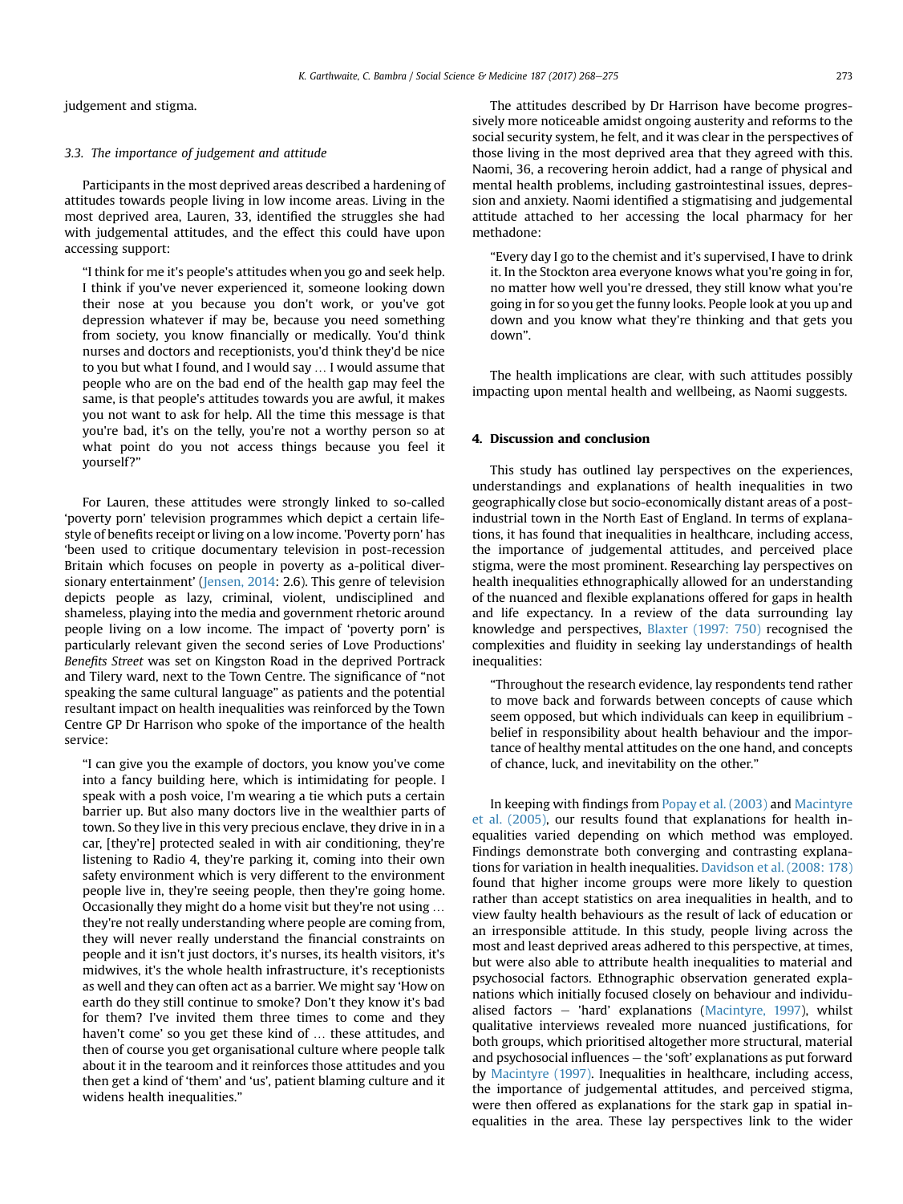judgement and stigma.

### 3.3. The importance of judgement and attitude

Participants in the most deprived areas described a hardening of attitudes towards people living in low income areas. Living in the most deprived area, Lauren, 33, identified the struggles she had with judgemental attitudes, and the effect this could have upon accessing support:

> "I think for me it's people's attitudes when you go and seek help. I think if you've never experienced it, someone looking down their nose at you because you don't work, or you've got depression whatever if may be, because you need something from society, you know financially or medically. You'd think nurses and doctors and receptionists, you'd think they'd be nice to you but what I found, and I would say … I would assume that people who are on the bad end of the health gap may feel the same, is that people's attitudes towards you are awful, it makes you not want to ask for help. All the time this message is that you're bad, it's on the telly, you're not a worthy person so at what point do you not access things because you feel it yourself?"

For Lauren, these attitudes were strongly linked to so-called 'poverty porn' television programmes which depict a certain lifestyle of benefits receipt or living on a low income. 'Poverty porn' has 'been used to critique documentary television in post-recession Britain which focuses on people in poverty as a-political diversionary entertainment' (Jensen, 2014: 2.6). This genre of television depicts people as lazy, criminal, violent, undisciplined and shameless, playing into the media and government rhetoric around people living on a low income. The impact of 'poverty porn' is particularly relevant given the second series of Love Productions' *Benefits Street* was set on Kingston Road in the deprived Portrack and Tilery ward, next to the Town Centre. The significance of "not speaking the same cultural language" as patients and the potential resultant impact on health inequalities was reinforced by the Town Centre GP Dr Harrison who spoke of the importance of the health service:

> "I can give you the example of doctors, you know you've come into a fancy building here, which is intimidating for people. I speak with a posh voice, I'm wearing a tie which puts a certain barrier up. But also many doctors live in the wealthier parts of town. So they live in this very precious enclave, they drive in in a car, [they're] protected sealed in with air conditioning, they're listening to Radio 4, they're parking it, coming into their own safety environment which is very different to the environment people live in, they're seeing people, then they're going home. Occasionally they might do a home visit but they're not using … they're not really understanding where people are coming from, they will never really understand the financial constraints on people and it isn't just doctors, it's nurses, its health visitors, it's midwives, it's the whole health infrastructure, it's receptionists as well and they can often act as a barrier. We might say 'How on earth do they still continue to smoke? Don't they know it's bad for them? I've invited them three times to come and they haven't come' so you get these kind of … these attitudes, and then of course you get organisational culture where people talk about it in the tearoom and it reinforces those attitudes and you then get a kind of 'them' and 'us', patient blaming culture and it widens health inequalities."

The attitudes described by Dr Harrison have become progressively more noticeable amidst ongoing austerity and reforms to the social security system, he felt, and it was clear in the perspectives of those living in the most deprived area that they agreed with this. Naomi, 36, a recovering heroin addict, had a range of physical and mental health problems, including gastrointestinal issues, depression and anxiety. Naomi identified a stigmatising and judgemental attitude attached to her accessing the local pharmacy for her methadone:

> "Every day I go to the chemist and it's supervised, I have to drink it. In the Stockton area everyone knows what you're going in for, no matter how well you're dressed, they still know what you're going in for so you get the funny looks. People look at you up and down and you know what they're thinking and that gets you down".

The health implications are clear, with such attitudes possibly impacting upon mental health and wellbeing, as Naomi suggests.

## 4. Discussion and conclusion

This study has outlined lay perspectives on the experiences, understandings and explanations of health inequalities in two geographically close but socio-economically distant areas of a post-industrial town in the North East of England. In terms of explanations, it has found that inequalities in healthcare, including access, the importance of judgemental attitudes, and perceived place stigma, were the most prominent. Researching lay perspectives on health inequalities ethnographically allowed for an understanding of the nuanced and flexible explanations offered for gaps in health and life expectancy. In a review of the data surrounding lay knowledge and perspectives, Blaxter (1997: 750) recognised the complexities and fluidity in seeking lay understandings of health inequalities:

> "Throughout the research evidence, lay respondents tend rather to move back and forwards between concepts of cause which seem opposed, but which individuals can keep in equilibrium - belief in responsibility about health behaviour and the importance of healthy mental attitudes on the one hand, and concepts of chance, luck, and inevitability on the other."

In keeping with findings from Popay et al. (2003) and Macintyre et al. (2005), our results found that explanations for health inequalities varied depending on which method was employed. Findings demonstrate both converging and contrasting explanations for variation in health inequalities. Davidson et al. (2008: 178) found that higher income groups were more likely to question rather than accept statistics on area inequalities in health, and to view faulty health behaviours as the result of lack of education or an irresponsible attitude. In this study, people living across the most and least deprived areas adhered to this perspective, at times, but were also able to attribute health inequalities to material and psychosocial factors. Ethnographic observation generated explanations which initially focused closely on behaviour and individualised factors – 'hard' explanations (Macintyre, 1997), whilst qualitative interviews revealed more nuanced justifications, for both groups, which prioritised altogether more structural, material and psychosocial influences – the 'soft' explanations as put forward by Macintyre (1997). Inequalities in healthcare, including access, the importance of judgemental attitudes, and perceived stigma, were then offered as explanations for the stark gap in spatial inequalities in the area. These lay perspectives link to the wider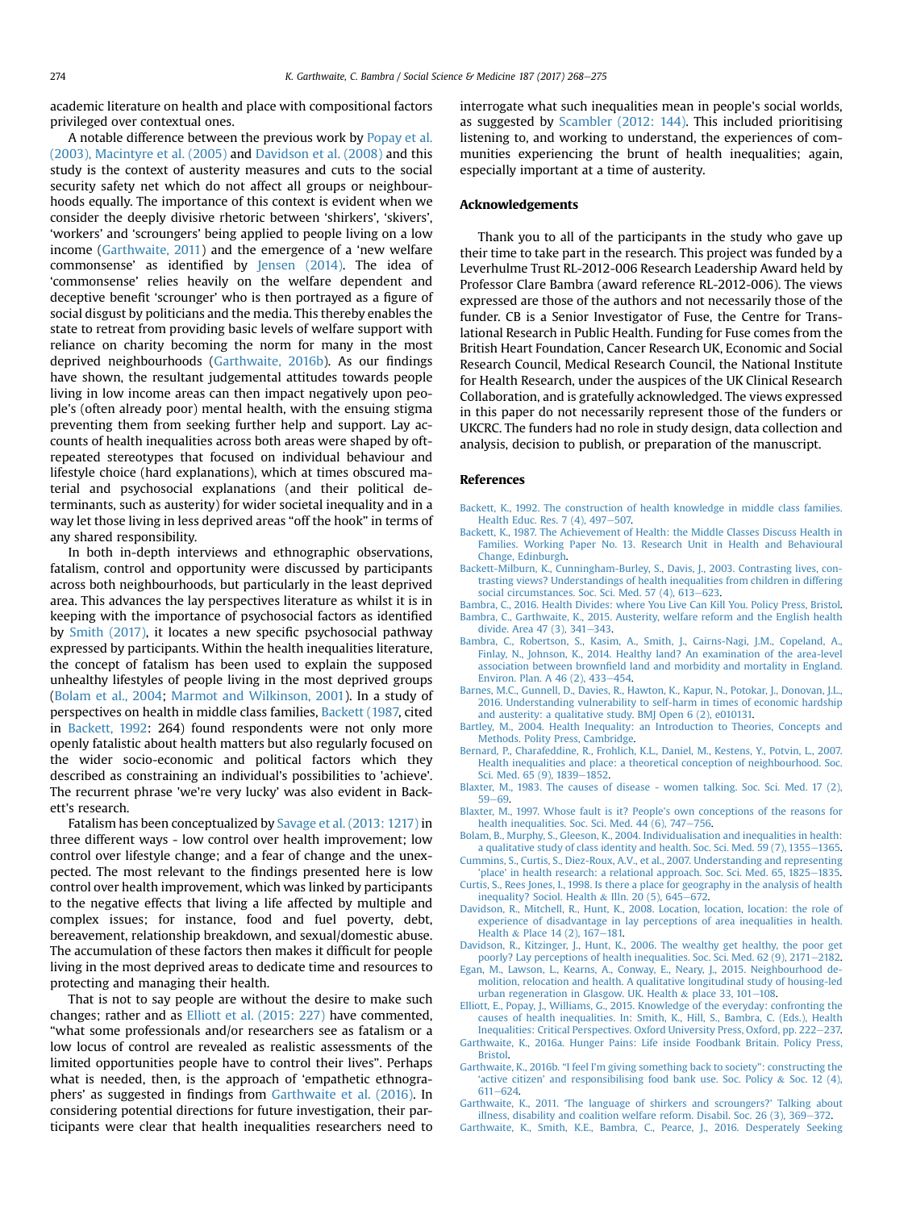academic literature on health and place with compositional factors privileged over contextual ones.

A notable difference between the previous work by Popay et al. (2003), Macintyre et al. (2005) and Davidson et al. (2008) and this study is the context of austerity measures and cuts to the social security safety net which do not affect all groups or neighbourhoods equally. The importance of this context is evident when we consider the deeply divisive rhetoric between 'shirkers', 'skivers', 'workers' and 'scroungers' being applied to people living on a low income (Garthwaite, 2011) and the emergence of a 'new welfare commonsense' as identified by Jensen (2014). The idea of 'commonsense' relies heavily on the welfare dependent and deceptive benefit 'scrounger' who is then portrayed as a figure of social disgust by politicians and the media. This thereby enables the state to retreat from providing basic levels of welfare support with reliance on charity becoming the norm for many in the most deprived neighbourhoods (Garthwaite, 2016b). As our findings have shown, the resultant judgemental attitudes towards people living in low income areas can then impact negatively upon people's (often already poor) mental health, with the ensuing stigma preventing them from seeking further help and support. Lay accounts of health inequalities across both areas were shaped by oft-repeated stereotypes that focused on individual behaviour and lifestyle choice (hard explanations), which at times obscured material and psychosocial explanations (and their political determinants, such as austerity) for wider societal inequality and in a way let those living in less deprived areas "off the hook" in terms of any shared responsibility.

In both in-depth interviews and ethnographic observations, fatalism, control and opportunity were discussed by participants across both neighbourhoods, but particularly in the least deprived area. This advances the lay perspectives literature as whilst it is in keeping with the importance of psychosocial factors as identified by Smith (2017), it locates a new specific psychosocial pathway expressed by participants. Within the health inequalities literature, the concept of fatalism has been used to explain the supposed unhealthy lifestyles of people living in the most deprived groups (Bolam et al., 2004; Marmot and Wilkinson, 2001). In a study of perspectives on health in middle class families, Backett (1987, cited in Backett, 1992: 264) found respondents were not only more openly fatalistic about health matters but also regularly focused on the wider socio-economic and political factors which they described as constraining an individual's possibilities to 'achieve'. The recurrent phrase 'we're very lucky' was also evident in Backett's research.

Fatalism has been conceptualized by Savage et al. (2013: 1217) in three different ways - low control over health improvement; low control over lifestyle change; and a fear of change and the unexpected. The most relevant to the findings presented here is low control over health improvement, which was linked by participants to the negative effects that living a life affected by multiple and complex issues; for instance, food and fuel poverty, debt, bereavement, relationship breakdown, and sexual/domestic abuse. The accumulation of these factors then makes it difficult for people living in the most deprived areas to dedicate time and resources to protecting and managing their health.

That is not to say people are without the desire to make such changes; rather and as Elliott et al. (2015: 227) have commented, "what some professionals and/or researchers see as fatalism or a low locus of control are revealed as realistic assessments of the limited opportunities people have to control their lives". Perhaps what is needed, then, is the approach of 'empathetic ethnographers' as suggested in findings from Garthwaite et al. (2016). In considering potential directions for future investigation, their participants were clear that health inequalities researchers need to interrogate what such inequalities mean in people's social worlds, as suggested by Scambler (2012: 144). This included prioritising listening to, and working to understand, the experiences of communities experiencing the brunt of health inequalities; again, especially important at a time of austerity.

## Acknowledgements

Thank you to all of the participants in the study who gave up their time to take part in the research. This project was funded by a Leverhulme Trust RL-2012-006 Research Leadership Award held by Professor Clare Bambra (award reference RL-2012-006). The views expressed are those of the authors and not necessarily those of the funder. CB is a Senior Investigator of Fuse, the Centre for Translational Research in Public Health. Funding for Fuse comes from the British Heart Foundation, Cancer Research UK, Economic and Social Research Council, Medical Research Council, the National Institute for Health Research, under the auspices of the UK Clinical Research Collaboration, and is gratefully acknowledged. The views expressed in this paper do not necessarily represent those of the funders or UKCRC. The funders had no role in study design, data collection and analysis, decision to publish, or preparation of the manuscript.

## References

Backett, K., 1992. The construction of health knowledge in middle class families. Health Educ. Res. 7 (4), 497–507.

Backett, K., 1987. The Achievement of Health: the Middle Classes Discuss Health in Families. Working Paper No. 13. Research Unit in Health and Behavioural Change, Edinburgh.

Backett-Milburn, K., Cunningham-Burley, S., Davis, J., 2003. Contrasting lives, contrasting views? Understandings of health inequalities from children in differing social circumstances. Soc. Sci. Med. 57 (4), 613–623.

Bambra, C., 2016. Health Divides: where You Live Can Kill You. Policy Press, Bristol.

Bambra, C., Garthwaite, K., 2015. Austerity, welfare reform and the English health divide. Area 47 (3), 341–343.

Bambra, C., Robertson, S., Kasim, A., Smith, J., Cairns-Nagi, J.M., Copeland, A., Finlay, N., Johnson, K., 2014. Healthy land? An examination of the area-level association between brownfield land and morbidity and mortality in England. Environ. Plan. A 46 (2), 433–454.

Barnes, M.C., Gunnell, D., Davies, R., Hawton, K., Kapur, N., Potokar, J., Donovan, J.L., 2016. Understanding vulnerability to self-harm in times of economic hardship and austerity: a qualitative study. BMJ Open 6 (2), e010131.

Bartley, M., 2004. Health Inequality: an Introduction to Theories, Concepts and Methods. Polity Press, Cambridge.

Bernard, P., Charafeddine, R., Frohlich, K.L., Daniel, M., Kestens, Y., Potvin, L., 2007. Health inequalities and place: a theoretical conception of neighbourhood. Soc. Sci. Med. 65 (9), 1839–1852.

Blaxter, M., 1983. The causes of disease - women talking. Soc. Sci. Med. 17 (2), 59–69.

Blaxter, M., 1997. Whose fault is it? People's own conceptions of the reasons for health inequalities. Soc. Sci. Med. 44 (6), 747–756.

Bolam, B., Murphy, S., Gleeson, K., 2004. Individualisation and inequalities in health: a qualitative study of class identity and health. Soc. Sci. Med. 59 (7), 1355–1365.

Cummins, S., Curtis, S., Diez-Roux, A.V., et al., 2007. Understanding and representing 'place' in health research: a relational approach. Soc. Sci. Med. 65, 1825–1835.

Curtis, S., Rees Jones, I., 1998. Is there a place for geography in the analysis of health inequality? Sociol. Health & Illn. 20 (5), 645–672.

Davidson, R., Mitchell, R., Hunt, K., 2008. Location, location, location: the role of experience of disadvantage in lay perceptions of area inequalities in health. Health & Place 14 (2), 167–181.

Davidson, R., Kitzinger, J., Hunt, K., 2006. The wealthy get healthy, the poor get poorly? Lay perceptions of health inequalities. Soc. Sci. Med. 62 (9), 2171–2182.

Egan, M., Lawson, L., Kearns, A., Conway, E., Neary, J., 2015. Neighbourhood demolition, relocation and health. A qualitative longitudinal study of housing-led urban regeneration in Glasgow. UK. Health & place 33, 101–108.

Elliott, E., Popay, J., Williams, G., 2015. Knowledge of the everyday: confronting the causes of health inequalities. In: Smith, K., Hill, S., Bambra, C. (Eds.), Health Inequalities: Critical Perspectives. Oxford University Press, Oxford, pp. 222–237.

Garthwaite, K., 2016a. Hunger Pains: Life inside Foodbank Britain. Policy Press, Bristol.

Garthwaite, K., 2016b. "I feel I'm giving something back to society": constructing the 'active citizen' and responsibilising foodbank use. Soc. Policy & Soc. 12 (4), 611–624.

Garthwaite, K., 2011. 'The language of shirkers and scroungers?' Talking about illness, disability and coalition welfare reform. Disabil. Soc. 26 (3), 369–372.

Garthwaite, K., Smith, K.E., Bambra, C., Pearce, J., 2016. Desperately Seeking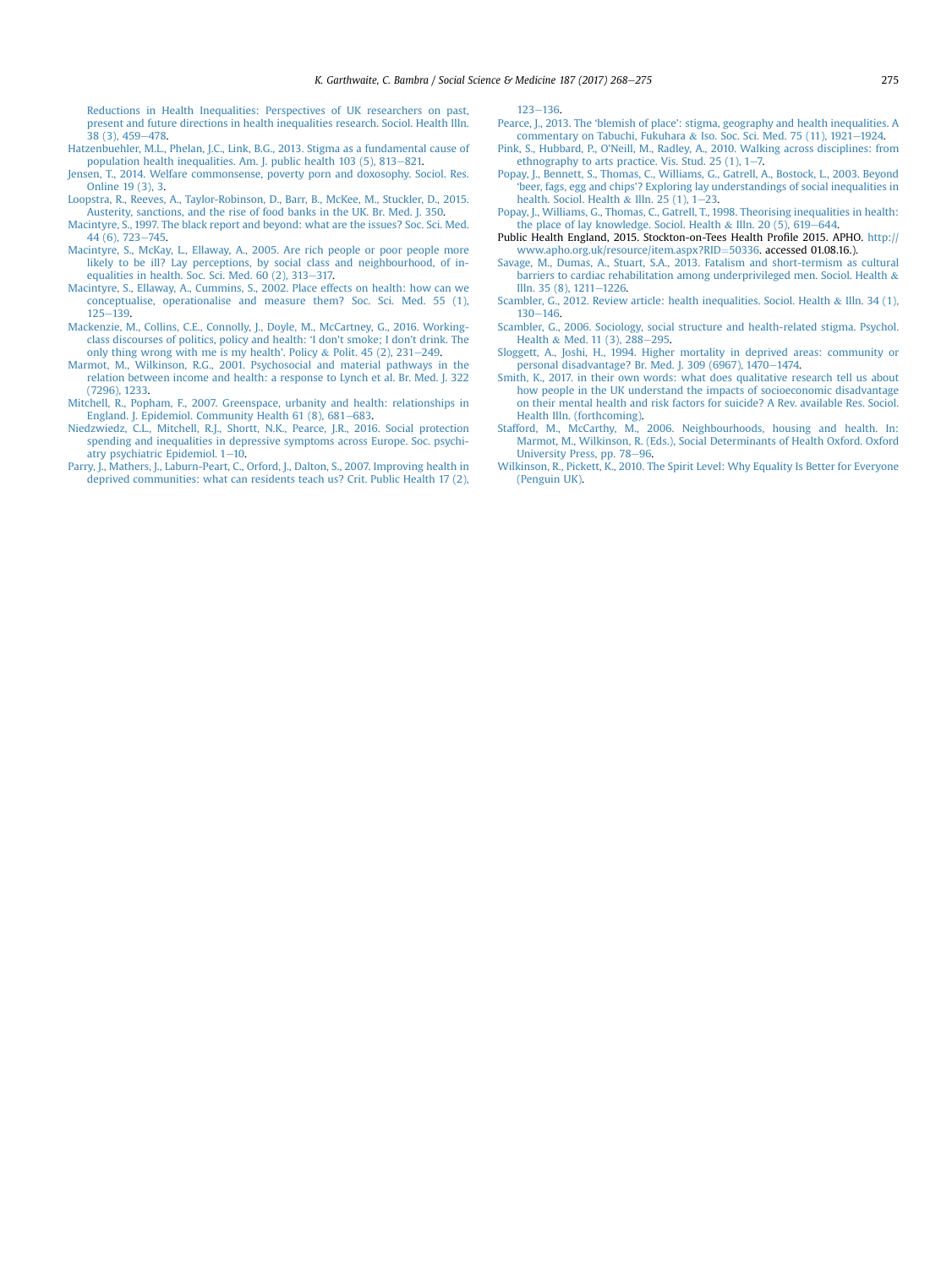Reductions in Health Inequalities: Perspectives of UK researchers on past, present and future directions in health inequalities research. Sociol. Health Illn. 38 (3), 459–478.

Hatzenbuehler, M.L., Phelan, J.C., Link, B.G., 2013. Stigma as a fundamental cause of population health inequalities. Am. J. public health 103 (5), 813–821.

Jensen, T., 2014. Welfare commonsense, poverty porn and doxosophy. Sociol. Res. Online 19 (3), 3.

Loopstra, R., Reeves, A., Taylor-Robinson, D., Barr, B., McKee, M., Stuckler, D., 2015. Austerity, sanctions, and the rise of food banks in the UK. Br. Med. J. 350.

Macintyre, S., 1997. The black report and beyond: what are the issues? Soc. Sci. Med. 44 (6), 723–745.

Macintyre, S., McKay, L., Ellaway, A., 2005. Are rich people or poor people more likely to be ill? Lay perceptions, by social class and neighbourhood, of inequalities in health. Soc. Sci. Med. 60 (2), 313–317.

Macintyre, S., Ellaway, A., Cummins, S., 2002. Place effects on health: how can we conceptualise, operationalise and measure them? Soc. Sci. Med. 55 (1), 125–139.

Mackenzie, M., Collins, C.E., Connolly, J., Doyle, M., McCartney, G., 2016. Working-class discourses of politics, policy and health: 'I don't smoke; I don't drink. The only thing wrong with me is my health'. Policy & Polit. 45 (2), 231–249.

Marmot, M., Wilkinson, R.G., 2001. Psychosocial and material pathways in the relation between income and health: a response to Lynch et al. Br. Med. J. 322 (7296), 1233.

Mitchell, R., Popham, F., 2007. Greenspace, urbanity and health: relationships in England. J. Epidemiol. Community Health 61 (8), 681–683.

Niedzwiedz, C.L., Mitchell, R.J., Shortt, N.K., Pearce, J.R., 2016. Social protection spending and inequalities in depressive symptoms across Europe. Soc. psychiatry psychiatric Epidemiol. 1–10.

Parry, J., Mathers, J., Laburn-Peart, C., Orford, J., Dalton, S., 2007. Improving health in deprived communities: what can residents teach us? Crit. Public Health 17 (2), 123–136.

Pearce, J., 2013. The 'blemish of place': stigma, geography and health inequalities. A commentary on Tabuchi, Fukuhara & Iso. Soc. Sci. Med. 75 (11), 1921–1924.

Pink, S., Hubbard, P., O'Neill, M., Radley, A., 2010. Walking across disciplines: from ethnography to arts practice. Vis. Stud. 25 (1), 1–7.

Popay, J., Bennett, S., Thomas, C., Williams, G., Gatrell, A., Bostock, L., 2003. Beyond 'beer, fags, egg and chips'? Exploring lay understandings of social inequalities in health. Sociol. Health & Illn. 25 (1), 1–23.

Popay, J., Williams, G., Thomas, C., Gatrell, T., 1998. Theorising inequalities in health: the place of lay knowledge. Sociol. Health & Illn. 20 (5), 619–644.

Public Health England, 2015. Stockton-on-Tees Health Profile 2015. APHO. http://www.apho.org.uk/resource/item.aspx?RID=50336. accessed 01.08.16.).

Savage, M., Dumas, A., Stuart, S.A., 2013. Fatalism and short-termism as cultural barriers to cardiac rehabilitation among underprivileged men. Sociol. Health & Illn. 35 (8), 1211–1226.

Scambler, G., 2012. Review article: health inequalities. Sociol. Health & Illn. 34 (1), 130–146.

Scambler, G., 2006. Sociology, social structure and health-related stigma. Psychol. Health & Med. 11 (3), 288–295.

Sloggett, A., Joshi, H., 1994. Higher mortality in deprived areas: community or personal disadvantage? Br. Med. J. 309 (6967), 1470–1474.

Smith, K., 2017. in their own words: what does qualitative research tell us about how people in the UK understand the impacts of socioeconomic disadvantage on their mental health and risk factors for suicide? A Rev. available Res. Sociol. Health Illn. (forthcoming).

Stafford, M., McCarthy, M., 2006. Neighbourhoods, housing and health. In: Marmot, M., Wilkinson, R. (Eds.), Social Determinants of Health Oxford. Oxford University Press, pp. 78–96.

Wilkinson, R., Pickett, K., 2010. The Spirit Level: Why Equality Is Better for Everyone (Penguin UK).